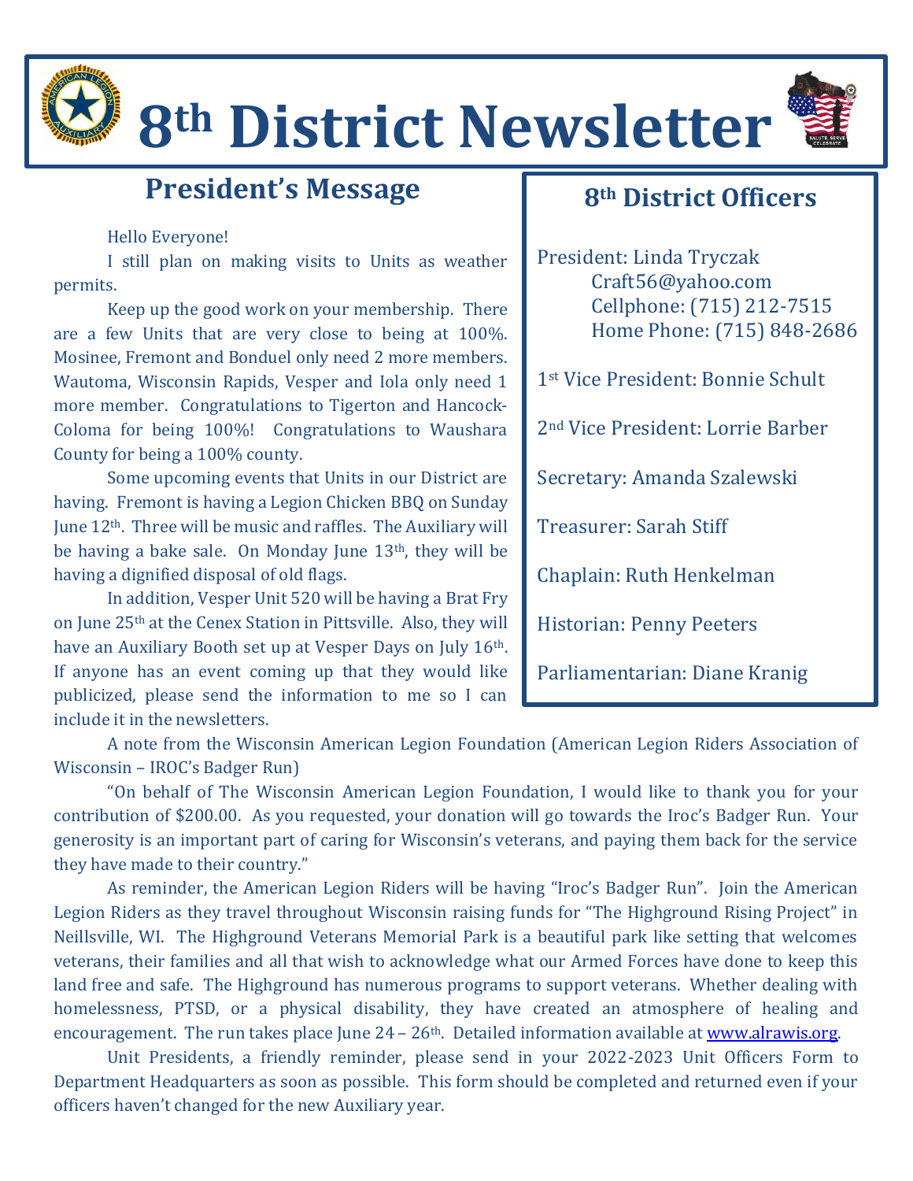# 8th District Newsletter

## President's Message

Hello Everyone!

I still plan on making visits to Units as weather permits.

Keep up the good work on your membership. There are a few Units that are very close to being at 100%. Mosinee, Fremont and Bonduel only need 2 more members. Wautoma, Wisconsin Rapids, Vesper and Iola only need 1 more member. Congratulations to Tigerton and Hancock-Coloma for being 100%! Congratulations to Waushara County for being a 100% county.

Some upcoming events that Units in our District are having. Fremont is having a Legion Chicken BBQ on Sunday June 12th. Three will be music and raffles. The Auxiliary will be having a bake sale. On Monday June 13th, they will be having a dignified disposal of old flags.

In addition, Vesper Unit 520 will be having a Brat Fry on June 25th at the Cenex Station in Pittsville. Also, they will have an Auxiliary Booth set up at Vesper Days on July 16th. If anyone has an event coming up that they would like publicized, please send the information to me so I can include it in the newsletters.

A note from the Wisconsin American Legion Foundation (American Legion Riders Association of Wisconsin – IROC's Badger Run)

"On behalf of The Wisconsin American Legion Foundation, I would like to thank you for your contribution of $200.00. As you requested, your donation will go towards the Iroc's Badger Run. Your generosity is an important part of caring for Wisconsin's veterans, and paying them back for the service they have made to their country."

As reminder, the American Legion Riders will be having "Iroc's Badger Run". Join the American Legion Riders as they travel throughout Wisconsin raising funds for "The Highground Rising Project" in Neillsville, WI. The Highground Veterans Memorial Park is a beautiful park like setting that welcomes veterans, their families and all that wish to acknowledge what our Armed Forces have done to keep this land free and safe. The Highground has numerous programs to support veterans. Whether dealing with homelessness, PTSD, or a physical disability, they have created an atmosphere of healing and encouragement. The run takes place June 24 – 26th. Detailed information available at www.alrawis.org.

Unit Presidents, a friendly reminder, please send in your 2022-2023 Unit Officers Form to Department Headquarters as soon as possible. This form should be completed and returned even if your officers haven't changed for the new Auxiliary year.

## 8th District Officers

President: Linda Tryczak
Craft56@yahoo.com
Cellphone: (715) 212-7515
Home Phone: (715) 848-2686

1st Vice President: Bonnie Schult

2nd Vice President: Lorrie Barber

Secretary: Amanda Szalewski

Treasurer: Sarah Stiff

Chaplain: Ruth Henkelman

Historian: Penny Peeters

Parliamentarian: Diane Kranig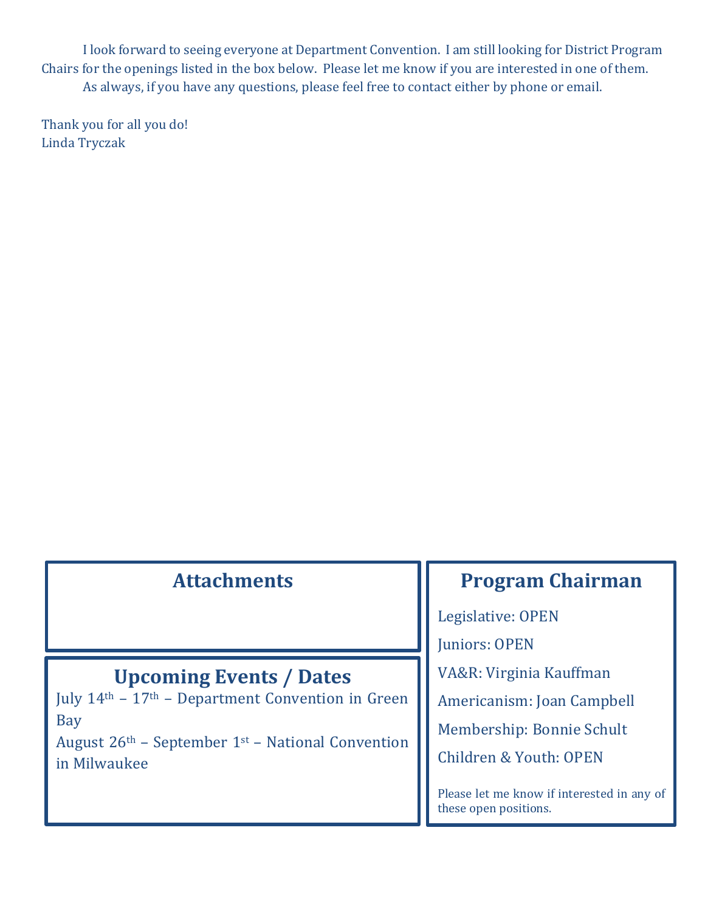I look forward to seeing everyone at Department Convention. I am still looking for District Program Chairs for the openings listed in the box below. Please let me know if you are interested in one of them.

As always, if you have any questions, please feel free to contact either by phone or email.

Thank you for all you do!
Linda Tryczak

## Attachments

## Upcoming Events / Dates

July 14th – 17th – Department Convention in Green Bay

August 26th – September 1st – National Convention in Milwaukee

## Program Chairman

Legislative: OPEN

Juniors: OPEN

VA&R: Virginia Kauffman

Americanism: Joan Campbell

Membership: Bonnie Schult

Children & Youth: OPEN

Please let me know if interested in any of these open positions.